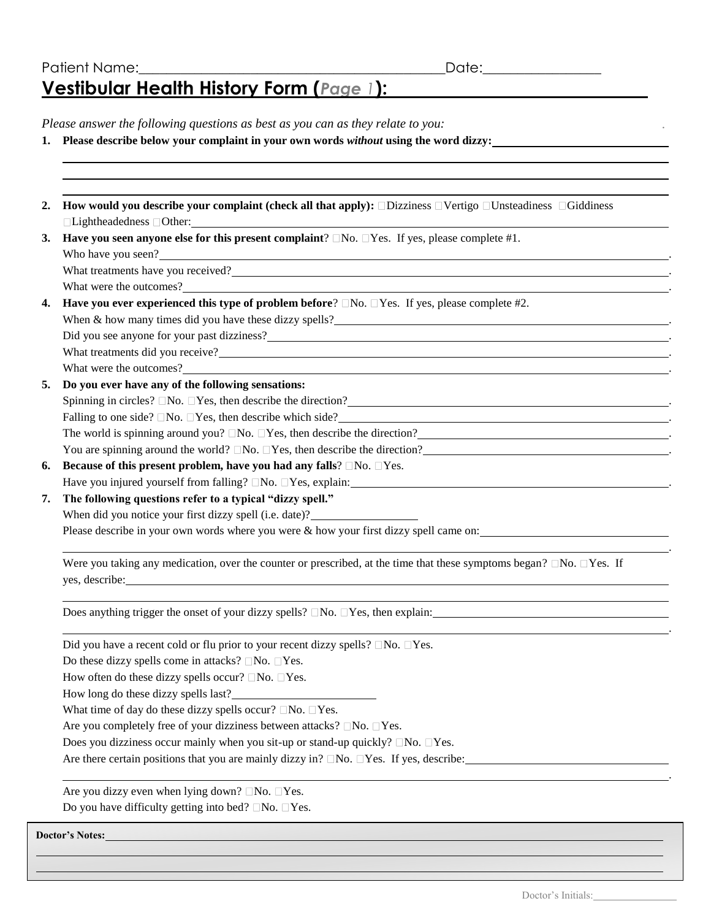Patient Name:\_\_\_\_\_\_\_\_\_\_\_\_\_\_\_\_\_\_\_\_\_\_\_\_\_\_\_\_\_\_\_\_\_\_\_\_\_\_\_\_Date:\_\_\_\_\_\_\_\_\_\_\_\_\_\_\_\_

# Vestibular Health History Form (*Page 1*):

*Please answer the following questions as best as you can as they relate to you:*

1. **Please describe below your complaint in your own words *without* using the word dizzy:**

2. **How would you describe your complaint (check all that apply):** ☐Dizziness ☐Vertigo ☐Unsteadiness ☐Giddiness ☐Lightheadedness ☐Other:

3. **Have you seen anyone else for this present complaint**? ☐No. ☐Yes. If yes, please complete #1.
   Who have you seen?
   What treatments have you received?
   What were the outcomes?

4. **Have you ever experienced this type of problem before**? ☐No. ☐Yes. If yes, please complete #2.
   When & how many times did you have these dizzy spells?
   Did you see anyone for your past dizziness?
   What treatments did you receive?
   What were the outcomes?

5. **Do you ever have any of the following sensations:**
   Spinning in circles? ☐No. ☐Yes, then describe the direction?
   Falling to one side? ☐No. ☐Yes, then describe which side?
   The world is spinning around you? ☐No. ☐Yes, then describe the direction?
   You are spinning around the world? ☐No. ☐Yes, then describe the direction?

6. **Because of this present problem, have you had any falls**? ☐No. ☐Yes.
   Have you injured yourself from falling? ☐No. ☐Yes, explain:

7. **The following questions refer to a typical "dizzy spell."**
   When did you notice your first dizzy spell (i.e. date)?
   Please describe in your own words where you were & how your first dizzy spell came on:

   Were you taking any medication, over the counter or prescribed, at the time that these symptoms began? ☐No. ☐Yes. If yes, describe:

   Does anything trigger the onset of your dizzy spells? ☐No. ☐Yes, then explain:

   Did you have a recent cold or flu prior to your recent dizzy spells? ☐No. ☐Yes.
   Do these dizzy spells come in attacks? ☐No. ☐Yes.
   How often do these dizzy spells occur? ☐No. ☐Yes.
   How long do these dizzy spells last?
   What time of day do these dizzy spells occur? ☐No. ☐Yes.
   Are you completely free of your dizziness between attacks? ☐No. ☐Yes.
   Does you dizziness occur mainly when you sit-up or stand-up quickly? ☐No. ☐Yes.
   Are there certain positions that you are mainly dizzy in? ☐No. ☐Yes. If yes, describe:

   Are you dizzy even when lying down? ☐No. ☐Yes.
   Do you have difficulty getting into bed? ☐No. ☐Yes.

**Doctor's Notes:**

Doctor's Initials: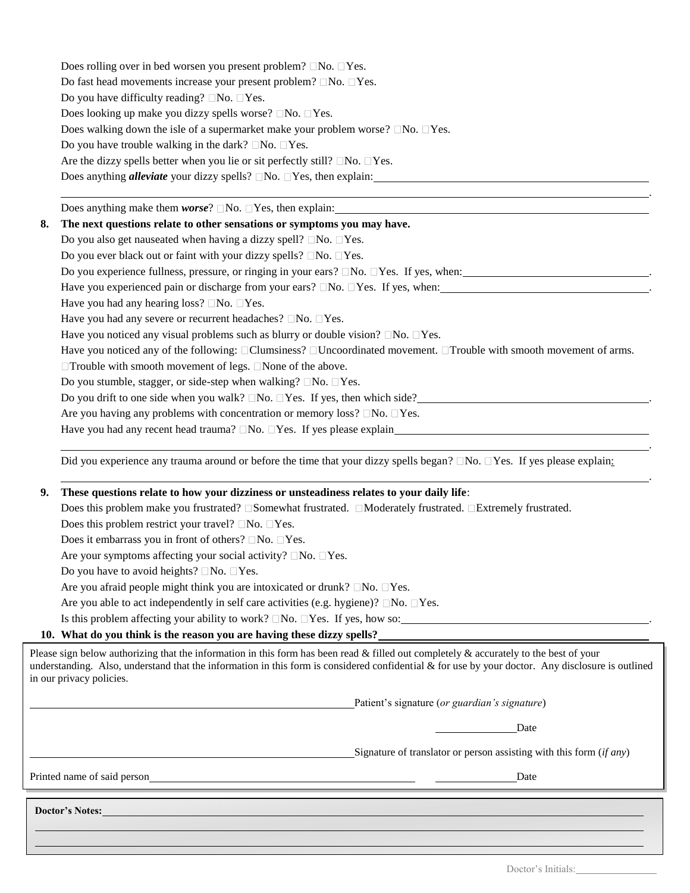Does rolling over in bed worsen you present problem? □No. □Yes.

Do fast head movements increase your present problem? □No. □Yes.

Do you have difficulty reading? □No. □Yes.

Does looking up make you dizzy spells worse? □No. □Yes.

Does walking down the isle of a supermarket make your problem worse? □No. □Yes.

Do you have trouble walking in the dark? □No. □Yes.

Are the dizzy spells better when you lie or sit perfectly still? □No. □Yes.

Does anything ***alleviate*** your dizzy spells? □No. □Yes, then explain: ________________________________________

________________________________________________________________________________.

Does anything make them ***worse***? □No. □Yes, then explain: ________________________________________

**8. The next questions relate to other sensations or symptoms you may have.**

Do you also get nauseated when having a dizzy spell? □No. □Yes.

Do you ever black out or faint with your dizzy spells? □No. □Yes.

Do you experience fullness, pressure, or ringing in your ears? □No. □Yes. If yes, when: ____________________.

Have you experienced pain or discharge from your ears? □No. □Yes. If yes, when: ____________________.

Have you had any hearing loss? □No. □Yes.

Have you had any severe or recurrent headaches? □No. □Yes.

Have you noticed any visual problems such as blurry or double vision? □No. □Yes.

Have you noticed any of the following: □Clumsiness? □Uncoordinated movement. □Trouble with smooth movement of arms. □Trouble with smooth movement of legs. □None of the above.

Do you stumble, stagger, or side-step when walking? □No. □Yes.

Do you drift to one side when you walk? □No. □Yes. If yes, then which side? ____________________.

Are you having any problems with concentration or memory loss? □No. □Yes.

Have you had any recent head trauma? □No. □Yes. If yes please explain ________________________________________

________________________________________________________________________________.

Did you experience any trauma around or before the time that your dizzy spells began? □No. □Yes. If yes please explain:

________________________________________________________________________________.

**9. These questions relate to how your dizziness or unsteadiness relates to your daily life**:

Does this problem make you frustrated? □Somewhat frustrated. □Moderately frustrated. □Extremely frustrated.

Does this problem restrict your travel? □No. □Yes.

Does it embarrass you in front of others? □No. □Yes.

Are your symptoms affecting your social activity? □No. □Yes.

Do you have to avoid heights? □No. □Yes.

Are you afraid people might think you are intoxicated or drunk? □No. □Yes.

Are you able to act independently in self care activities (e.g. hygiene)? □No. □Yes.

Is this problem affecting your ability to work? □No. □Yes. If yes, how so: ____________________.

**10. What do you think is the reason you are having these dizzy spells?** ________________________________________

Please sign below authorizing that the information in this form has been read & filled out completely & accurately to the best of your understanding. Also, understand that the information in this form is considered confidential & for use by your doctor. Any disclosure is outlined in our privacy policies.

________________________________________ Patient's signature (*or guardian's signature*)

____________ Date

________________________________________ Signature of translator or person assisting with this form (*if any*)

Printed name of said person ______________________________ ____________ Date

**Doctor's Notes:** ________________________________________

________________________________________________________________________________

________________________________________________________________________________

Doctor's Initials: ____________